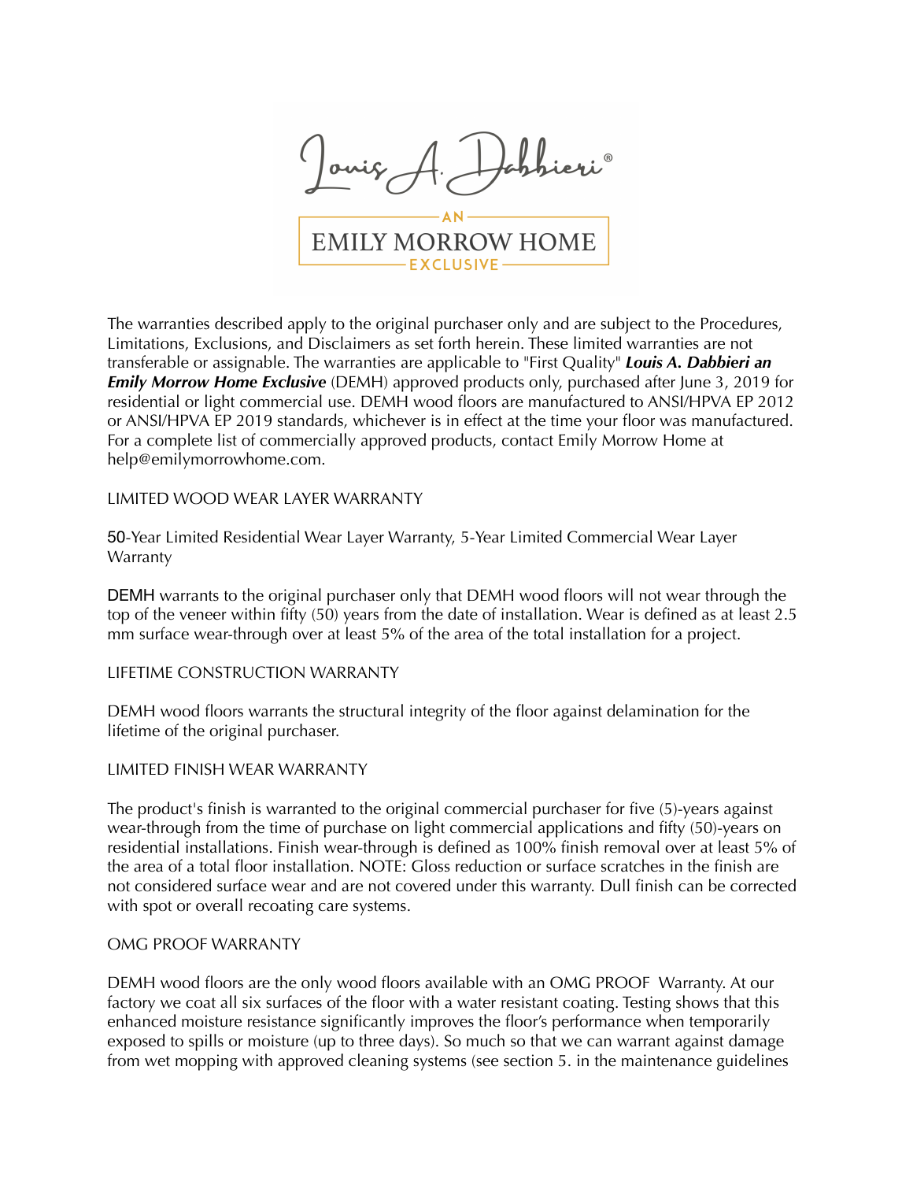Louis A. Dabbieri®

AN EMILY MORROW HOME EXCLUSIVE

The warranties described apply to the original purchaser only and are subject to the Procedures, Limitations, Exclusions, and Disclaimers as set forth herein. These limited warranties are not transferable or assignable. The warranties are applicable to "First Quality" ***Louis A. Dabbieri an Emily Morrow Home Exclusive*** (DEMH) approved products only, purchased after June 3, 2019 for residential or light commercial use. DEMH wood floors are manufactured to ANSI/HPVA EP 2012 or ANSI/HPVA EP 2019 standards, whichever is in effect at the time your floor was manufactured. For a complete list of commercially approved products, contact Emily Morrow Home at help@emilymorrowhome.com.

## LIMITED WOOD WEAR LAYER WARRANTY

50-Year Limited Residential Wear Layer Warranty, 5-Year Limited Commercial Wear Layer Warranty

DEMH warrants to the original purchaser only that DEMH wood floors will not wear through the top of the veneer within fifty (50) years from the date of installation. Wear is defined as at least 2.5 mm surface wear-through over at least 5% of the area of the total installation for a project.

## LIFETIME CONSTRUCTION WARRANTY

DEMH wood floors warrants the structural integrity of the floor against delamination for the lifetime of the original purchaser.

## LIMITED FINISH WEAR WARRANTY

The product's finish is warranted to the original commercial purchaser for five (5)-years against wear-through from the time of purchase on light commercial applications and fifty (50)-years on residential installations. Finish wear-through is defined as 100% finish removal over at least 5% of the area of a total floor installation. NOTE: Gloss reduction or surface scratches in the finish are not considered surface wear and are not covered under this warranty. Dull finish can be corrected with spot or overall recoating care systems.

## OMG PROOF WARRANTY

DEMH wood floors are the only wood floors available with an OMG PROOF Warranty. At our factory we coat all six surfaces of the floor with a water resistant coating. Testing shows that this enhanced moisture resistance significantly improves the floor's performance when temporarily exposed to spills or moisture (up to three days). So much so that we can warrant against damage from wet mopping with approved cleaning systems (see section 5. in the maintenance guidelines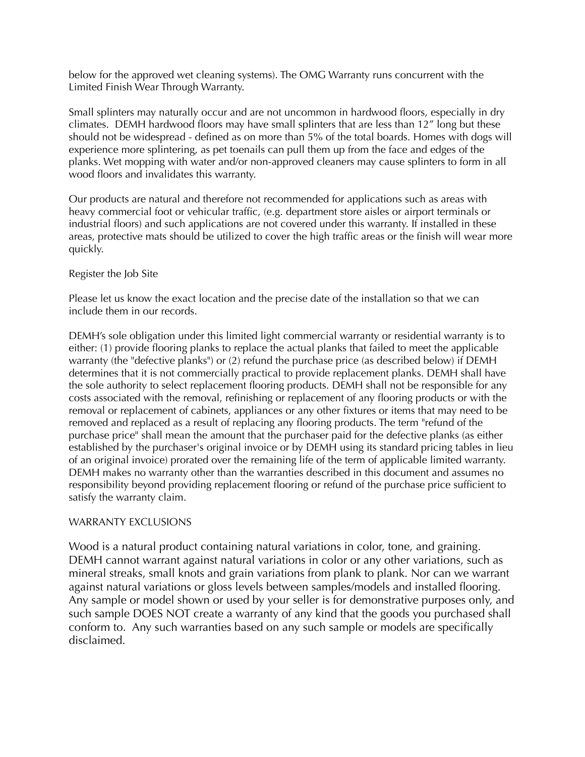below for the approved wet cleaning systems). The OMG Warranty runs concurrent with the Limited Finish Wear Through Warranty.

Small splinters may naturally occur and are not uncommon in hardwood floors, especially in dry climates.  DEMH hardwood floors may have small splinters that are less than 12" long but these should not be widespread - defined as on more than 5% of the total boards. Homes with dogs will experience more splintering, as pet toenails can pull them up from the face and edges of the planks. Wet mopping with water and/or non-approved cleaners may cause splinters to form in all wood floors and invalidates this warranty.

Our products are natural and therefore not recommended for applications such as areas with heavy commercial foot or vehicular traffic, (e.g. department store aisles or airport terminals or industrial floors) and such applications are not covered under this warranty. If installed in these areas, protective mats should be utilized to cover the high traffic areas or the finish will wear more quickly.

Register the Job Site

Please let us know the exact location and the precise date of the installation so that we can include them in our records.

DEMH's sole obligation under this limited light commercial warranty or residential warranty is to either: (1) provide flooring planks to replace the actual planks that failed to meet the applicable warranty (the "defective planks") or (2) refund the purchase price (as described below) if DEMH determines that it is not commercially practical to provide replacement planks. DEMH shall have the sole authority to select replacement flooring products. DEMH shall not be responsible for any costs associated with the removal, refinishing or replacement of any flooring products or with the removal or replacement of cabinets, appliances or any other fixtures or items that may need to be removed and replaced as a result of replacing any flooring products. The term "refund of the purchase price" shall mean the amount that the purchaser paid for the defective planks (as either established by the purchaser's original invoice or by DEMH using its standard pricing tables in lieu of an original invoice) prorated over the remaining life of the term of applicable limited warranty. DEMH makes no warranty other than the warranties described in this document and assumes no responsibility beyond providing replacement flooring or refund of the purchase price sufficient to satisfy the warranty claim.

WARRANTY EXCLUSIONS

Wood is a natural product containing natural variations in color, tone, and graining. DEMH cannot warrant against natural variations in color or any other variations, such as mineral streaks, small knots and grain variations from plank to plank. Nor can we warrant against natural variations or gloss levels between samples/models and installed flooring. Any sample or model shown or used by your seller is for demonstrative purposes only, and such sample DOES NOT create a warranty of any kind that the goods you purchased shall conform to.  Any such warranties based on any such sample or models are specifically disclaimed.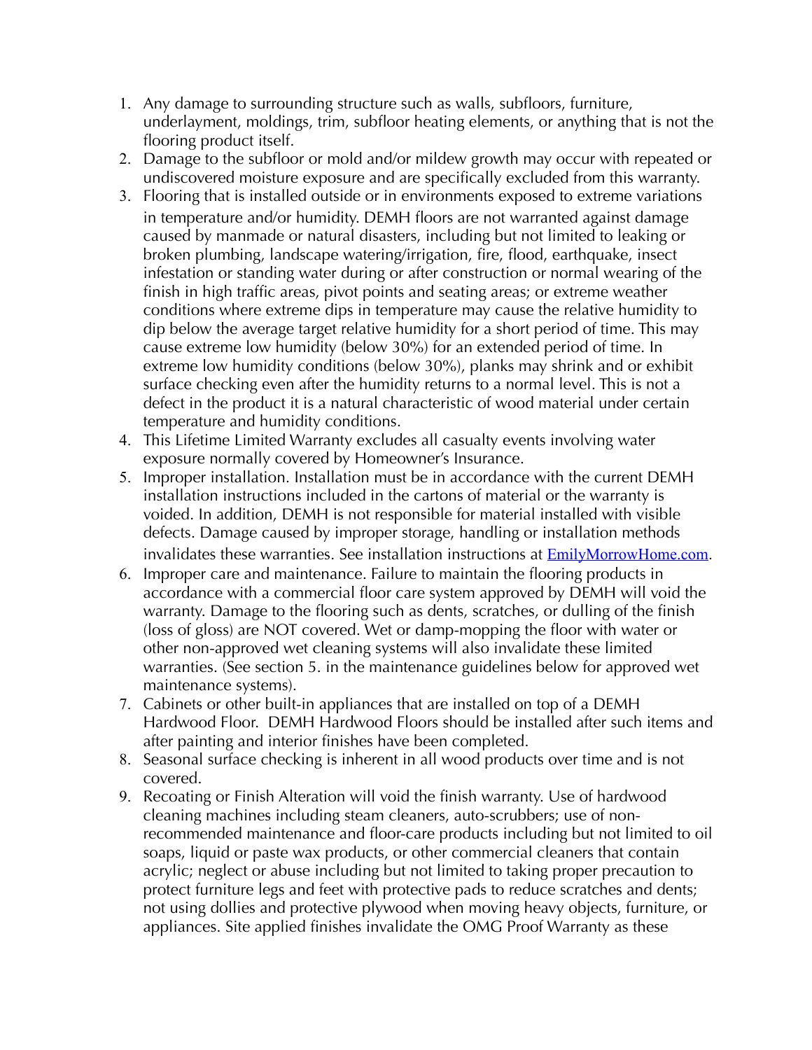1. Any damage to surrounding structure such as walls, subfloors, furniture, underlayment, moldings, trim, subfloor heating elements, or anything that is not the flooring product itself.
2. Damage to the subfloor or mold and/or mildew growth may occur with repeated or undiscovered moisture exposure and are specifically excluded from this warranty.
3. Flooring that is installed outside or in environments exposed to extreme variations in temperature and/or humidity. DEMH floors are not warranted against damage caused by manmade or natural disasters, including but not limited to leaking or broken plumbing, landscape watering/irrigation, fire, flood, earthquake, insect infestation or standing water during or after construction or normal wearing of the finish in high traffic areas, pivot points and seating areas; or extreme weather conditions where extreme dips in temperature may cause the relative humidity to dip below the average target relative humidity for a short period of time. This may cause extreme low humidity (below 30%) for an extended period of time. In extreme low humidity conditions (below 30%), planks may shrink and or exhibit surface checking even after the humidity returns to a normal level. This is not a defect in the product it is a natural characteristic of wood material under certain temperature and humidity conditions.
4. This Lifetime Limited Warranty excludes all casualty events involving water exposure normally covered by Homeowner's Insurance.
5. Improper installation. Installation must be in accordance with the current DEMH installation instructions included in the cartons of material or the warranty is voided. In addition, DEMH is not responsible for material installed with visible defects. Damage caused by improper storage, handling or installation methods invalidates these warranties. See installation instructions at [EmilyMorrowHome.com](EmilyMorrowHome.com).
6. Improper care and maintenance. Failure to maintain the flooring products in accordance with a commercial floor care system approved by DEMH will void the warranty. Damage to the flooring such as dents, scratches, or dulling of the finish (loss of gloss) are NOT covered. Wet or damp-mopping the floor with water or other non-approved wet cleaning systems will also invalidate these limited warranties. (See section 5. in the maintenance guidelines below for approved wet maintenance systems).
7. Cabinets or other built-in appliances that are installed on top of a DEMH Hardwood Floor. DEMH Hardwood Floors should be installed after such items and after painting and interior finishes have been completed.
8. Seasonal surface checking is inherent in all wood products over time and is not covered.
9. Recoating or Finish Alteration will void the finish warranty. Use of hardwood cleaning machines including steam cleaners, auto-scrubbers; use of non-recommended maintenance and floor-care products including but not limited to oil soaps, liquid or paste wax products, or other commercial cleaners that contain acrylic; neglect or abuse including but not limited to taking proper precaution to protect furniture legs and feet with protective pads to reduce scratches and dents; not using dollies and protective plywood when moving heavy objects, furniture, or appliances. Site applied finishes invalidate the OMG Proof Warranty as these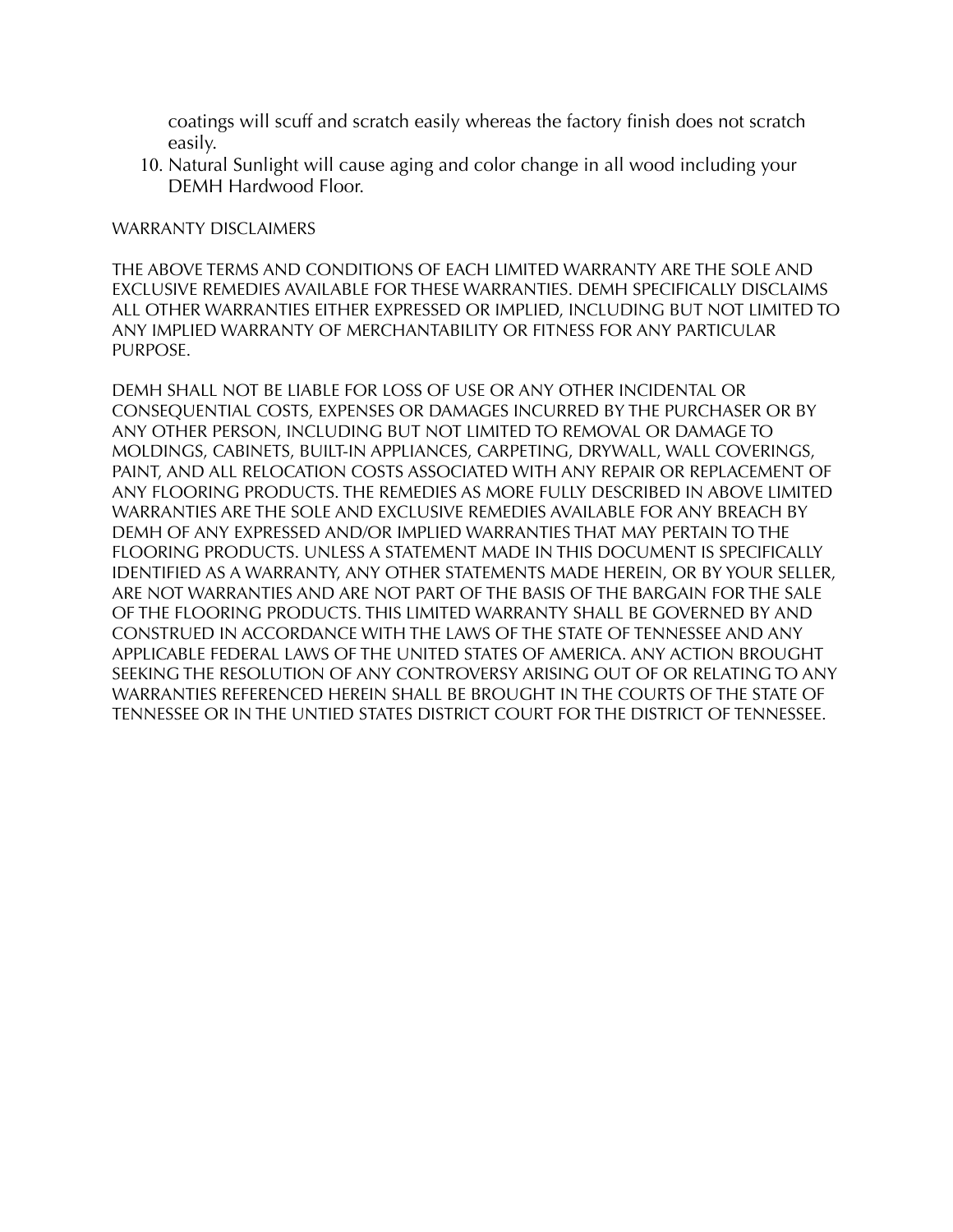coatings will scuff and scratch easily whereas the factory finish does not scratch easily.

10. Natural Sunlight will cause aging and color change in all wood including your DEMH Hardwood Floor.

WARRANTY DISCLAIMERS

THE ABOVE TERMS AND CONDITIONS OF EACH LIMITED WARRANTY ARE THE SOLE AND EXCLUSIVE REMEDIES AVAILABLE FOR THESE WARRANTIES. DEMH SPECIFICALLY DISCLAIMS ALL OTHER WARRANTIES EITHER EXPRESSED OR IMPLIED, INCLUDING BUT NOT LIMITED TO ANY IMPLIED WARRANTY OF MERCHANTABILITY OR FITNESS FOR ANY PARTICULAR PURPOSE.

DEMH SHALL NOT BE LIABLE FOR LOSS OF USE OR ANY OTHER INCIDENTAL OR CONSEQUENTIAL COSTS, EXPENSES OR DAMAGES INCURRED BY THE PURCHASER OR BY ANY OTHER PERSON, INCLUDING BUT NOT LIMITED TO REMOVAL OR DAMAGE TO MOLDINGS, CABINETS, BUILT-IN APPLIANCES, CARPETING, DRYWALL, WALL COVERINGS, PAINT, AND ALL RELOCATION COSTS ASSOCIATED WITH ANY REPAIR OR REPLACEMENT OF ANY FLOORING PRODUCTS. THE REMEDIES AS MORE FULLY DESCRIBED IN ABOVE LIMITED WARRANTIES ARE THE SOLE AND EXCLUSIVE REMEDIES AVAILABLE FOR ANY BREACH BY DEMH OF ANY EXPRESSED AND/OR IMPLIED WARRANTIES THAT MAY PERTAIN TO THE FLOORING PRODUCTS. UNLESS A STATEMENT MADE IN THIS DOCUMENT IS SPECIFICALLY IDENTIFIED AS A WARRANTY, ANY OTHER STATEMENTS MADE HEREIN, OR BY YOUR SELLER, ARE NOT WARRANTIES AND ARE NOT PART OF THE BASIS OF THE BARGAIN FOR THE SALE OF THE FLOORING PRODUCTS. THIS LIMITED WARRANTY SHALL BE GOVERNED BY AND CONSTRUED IN ACCORDANCE WITH THE LAWS OF THE STATE OF TENNESSEE AND ANY APPLICABLE FEDERAL LAWS OF THE UNITED STATES OF AMERICA. ANY ACTION BROUGHT SEEKING THE RESOLUTION OF ANY CONTROVERSY ARISING OUT OF OR RELATING TO ANY WARRANTIES REFERENCED HEREIN SHALL BE BROUGHT IN THE COURTS OF THE STATE OF TENNESSEE OR IN THE UNTIED STATES DISTRICT COURT FOR THE DISTRICT OF TENNESSEE.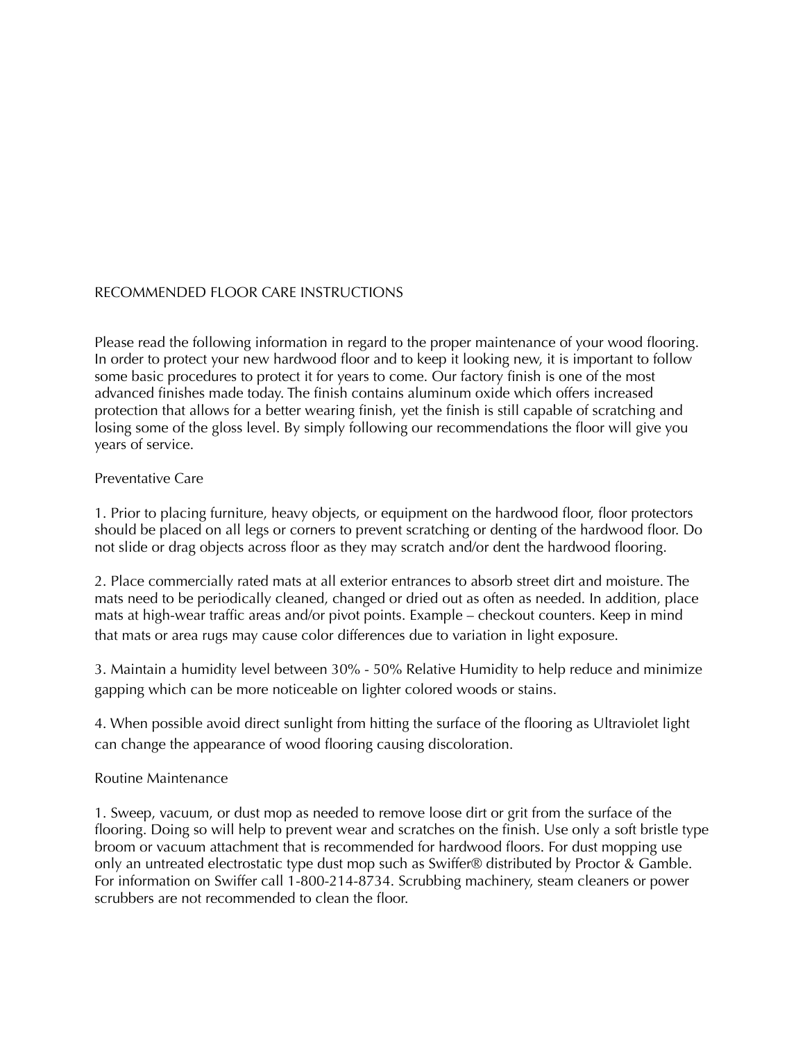# RECOMMENDED FLOOR CARE INSTRUCTIONS

Please read the following information in regard to the proper maintenance of your wood flooring. In order to protect your new hardwood floor and to keep it looking new, it is important to follow some basic procedures to protect it for years to come. Our factory finish is one of the most advanced finishes made today. The finish contains aluminum oxide which offers increased protection that allows for a better wearing finish, yet the finish is still capable of scratching and losing some of the gloss level. By simply following our recommendations the floor will give you years of service.

## Preventative Care

1. Prior to placing furniture, heavy objects, or equipment on the hardwood floor, floor protectors should be placed on all legs or corners to prevent scratching or denting of the hardwood floor. Do not slide or drag objects across floor as they may scratch and/or dent the hardwood flooring.

2. Place commercially rated mats at all exterior entrances to absorb street dirt and moisture. The mats need to be periodically cleaned, changed or dried out as often as needed. In addition, place mats at high-wear traffic areas and/or pivot points. Example – checkout counters. Keep in mind that mats or area rugs may cause color differences due to variation in light exposure.

3. Maintain a humidity level between 30% - 50% Relative Humidity to help reduce and minimize gapping which can be more noticeable on lighter colored woods or stains.

4. When possible avoid direct sunlight from hitting the surface of the flooring as Ultraviolet light can change the appearance of wood flooring causing discoloration.

## Routine Maintenance

1. Sweep, vacuum, or dust mop as needed to remove loose dirt or grit from the surface of the flooring. Doing so will help to prevent wear and scratches on the finish. Use only a soft bristle type broom or vacuum attachment that is recommended for hardwood floors. For dust mopping use only an untreated electrostatic type dust mop such as Swiffer® distributed by Proctor & Gamble. For information on Swiffer call 1-800-214-8734. Scrubbing machinery, steam cleaners or power scrubbers are not recommended to clean the floor.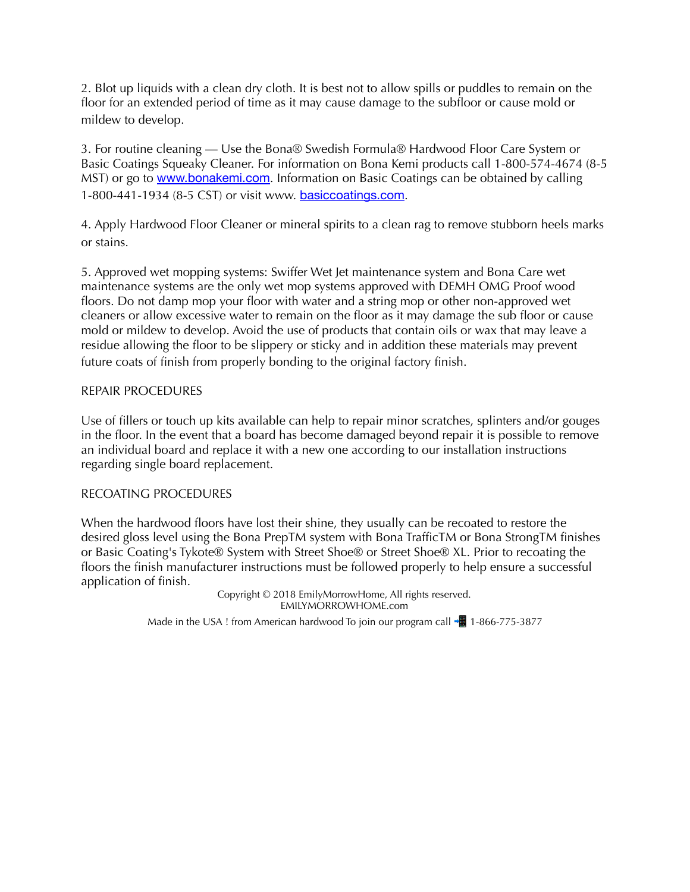2. Blot up liquids with a clean dry cloth. It is best not to allow spills or puddles to remain on the floor for an extended period of time as it may cause damage to the subfloor or cause mold or mildew to develop.

3. For routine cleaning — Use the Bona® Swedish Formula® Hardwood Floor Care System or Basic Coatings Squeaky Cleaner. For information on Bona Kemi products call 1-800-574-4674 (8-5 MST) or go to www.bonakemi.com. Information on Basic Coatings can be obtained by calling 1-800-441-1934 (8-5 CST) or visit www. basiccoatings.com.

4. Apply Hardwood Floor Cleaner or mineral spirits to a clean rag to remove stubborn heels marks or stains.

5. Approved wet mopping systems: Swiffer Wet Jet maintenance system and Bona Care wet maintenance systems are the only wet mop systems approved with DEMH OMG Proof wood floors. Do not damp mop your floor with water and a string mop or other non-approved wet cleaners or allow excessive water to remain on the floor as it may damage the sub floor or cause mold or mildew to develop. Avoid the use of products that contain oils or wax that may leave a residue allowing the floor to be slippery or sticky and in addition these materials may prevent future coats of finish from properly bonding to the original factory finish.

## REPAIR PROCEDURES

Use of fillers or touch up kits available can help to repair minor scratches, splinters and/or gouges in the floor. In the event that a board has become damaged beyond repair it is possible to remove an individual board and replace it with a new one according to our installation instructions regarding single board replacement.

## RECOATING PROCEDURES

When the hardwood floors have lost their shine, they usually can be recoated to restore the desired gloss level using the Bona PrepTM system with Bona TrafficTM or Bona StrongTM finishes or Basic Coating's Tykote® System with Street Shoe® or Street Shoe® XL. Prior to recoating the floors the finish manufacturer instructions must be followed properly to help ensure a successful application of finish.

Copyright © 2018 EmilyMorrowHome, All rights reserved.
EMILYMORROWHOME.com

Made in the USA ! from American hardwood To join our program call 1-866-775-3877